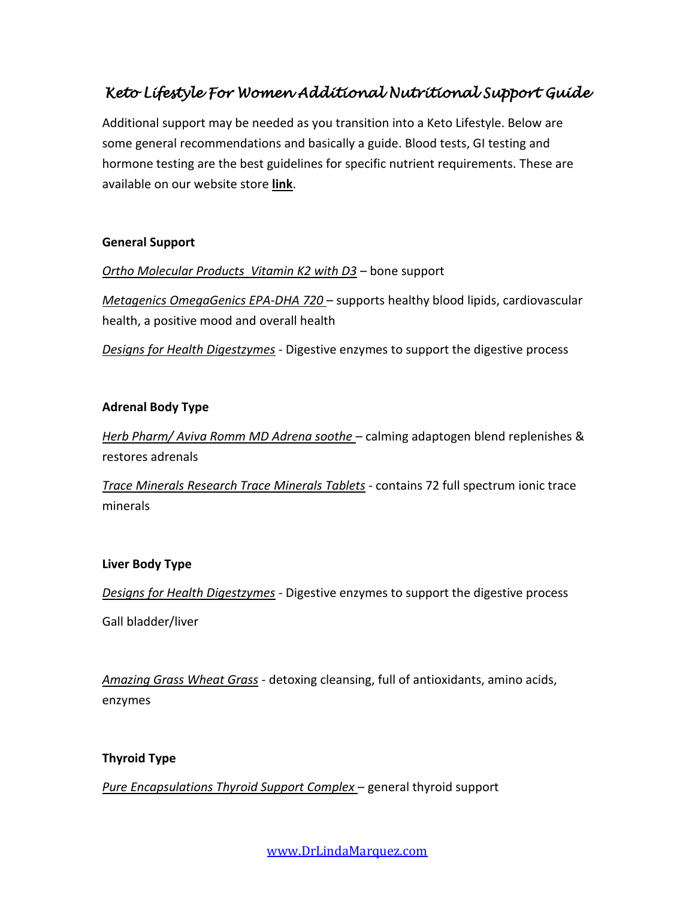# *Keto Lifestyle For Women Additional Nutritional Support Guide*

Additional support may be needed as you transition into a Keto Lifestyle. Below are some general recommendations and basically a guide. Blood tests, GI testing and hormone testing are the best guidelines for specific nutrient requirements. These are available on our website store **link**.

**General Support**

*Ortho Molecular Products Vitamin K2 with D3* – bone support

*Metagenics OmegaGenics EPA-DHA 720* – supports healthy blood lipids, cardiovascular health, a positive mood and overall health

*Designs for Health Digestzymes* - Digestive enzymes to support the digestive process

**Adrenal Body Type**

*Herb Pharm/ Aviva Romm MD Adrena soothe* – calming adaptogen blend replenishes & restores adrenals

*Trace Minerals Research Trace Minerals Tablets* - contains 72 full spectrum ionic trace minerals

**Liver Body Type**

*Designs for Health Digestzymes* - Digestive enzymes to support the digestive process

Gall bladder/liver

*Amazing Grass Wheat Grass* - detoxing cleansing, full of antioxidants, amino acids, enzymes

**Thyroid Type**

*Pure Encapsulations Thyroid Support Complex* – general thyroid support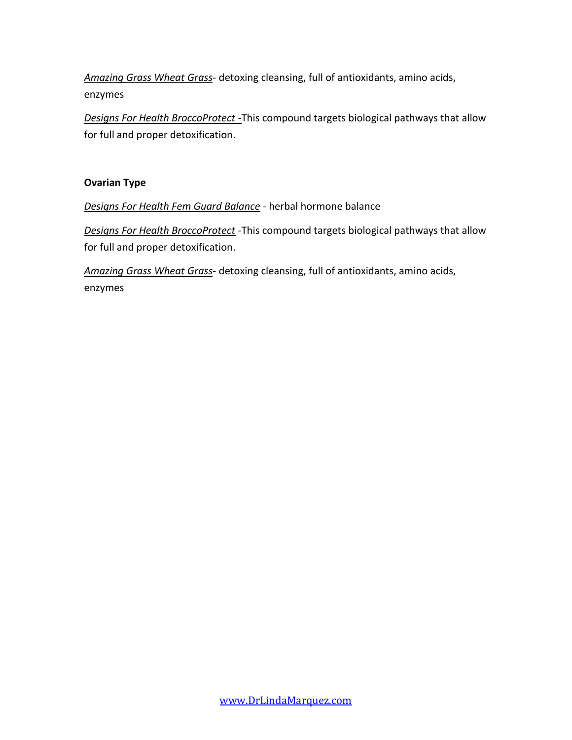*Amazing Grass Wheat Grass*- detoxing cleansing, full of antioxidants, amino acids, enzymes

*Designs For Health BroccoProtect* -This compound targets biological pathways that allow for full and proper detoxification.

**Ovarian Type**

*Designs For Health Fem Guard Balance* - herbal hormone balance

*Designs For Health BroccoProtect* -This compound targets biological pathways that allow for full and proper detoxification.

*Amazing Grass Wheat Grass*- detoxing cleansing, full of antioxidants, amino acids, enzymes